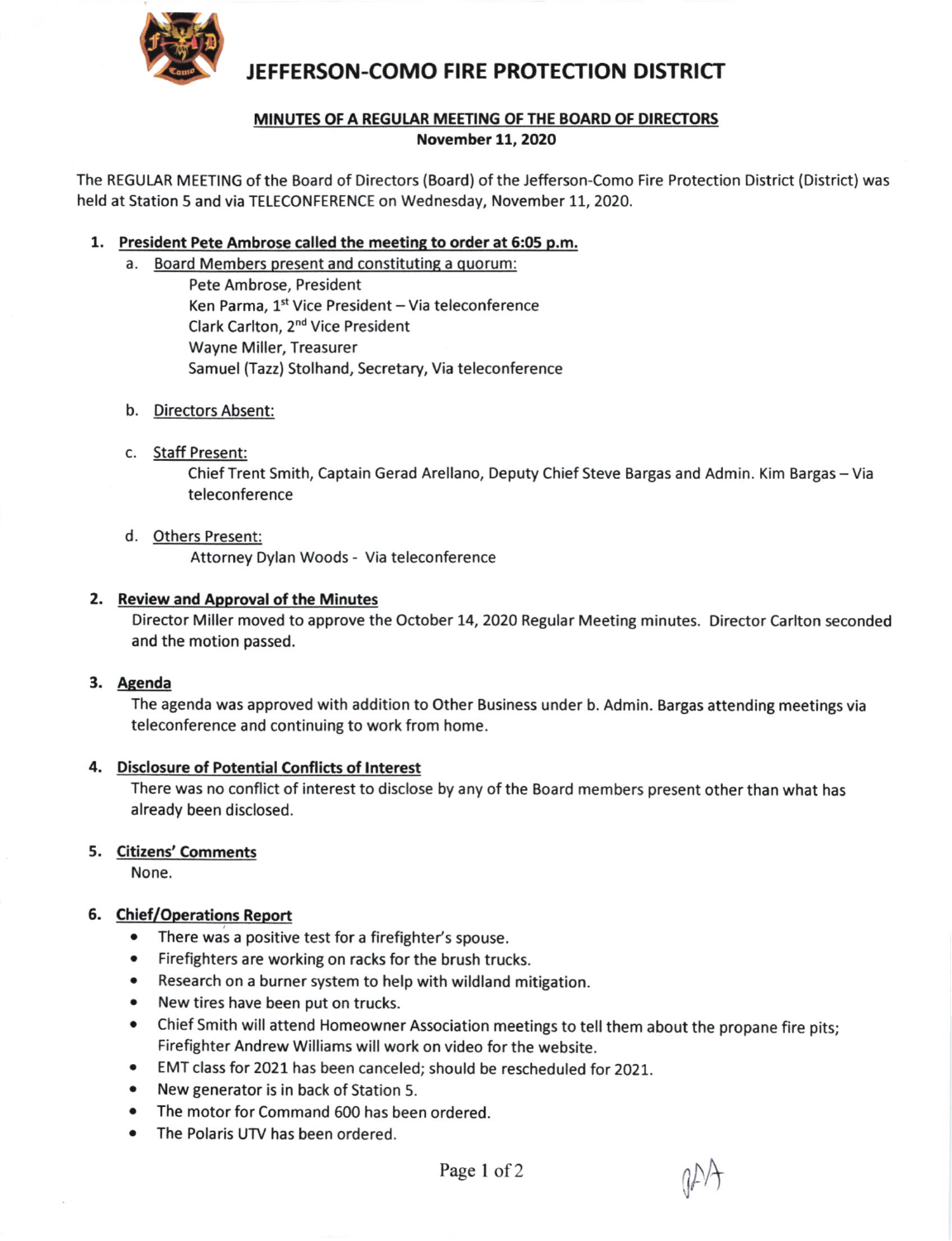# JEFFERSON-COMO FIRE PROTECTION DISTRICT

## MINUTES OF A REGULAR MEETING OF THE BOARD OF DIRECTORS

**November 11, 2020**

The REGULAR MEETING of the Board of Directors (Board) of the Jefferson-Como Fire Protection District (District) was held at Station 5 and via TELECONFERENCE on Wednesday, November 11, 2020.

1. **President Pete Ambrose called the meeting to order at 6:05 p.m.**
   a. Board Members present and constituting a quorum:
      Pete Ambrose, President
      Ken Parma, 1st Vice President – Via teleconference
      Clark Carlton, 2nd Vice President
      Wayne Miller, Treasurer
      Samuel (Tazz) Stolhand, Secretary, Via teleconference

   b. Directors Absent:

   c. Staff Present:
      Chief Trent Smith, Captain Gerad Arellano, Deputy Chief Steve Bargas and Admin. Kim Bargas – Via teleconference

   d. Others Present:
      Attorney Dylan Woods - Via teleconference

2. **Review and Approval of the Minutes**
   Director Miller moved to approve the October 14, 2020 Regular Meeting minutes. Director Carlton seconded and the motion passed.

3. **Agenda**
   The agenda was approved with addition to Other Business under b. Admin. Bargas attending meetings via teleconference and continuing to work from home.

4. **Disclosure of Potential Conflicts of Interest**
   There was no conflict of interest to disclose by any of the Board members present other than what has already been disclosed.

5. **Citizens' Comments**
   None.

6. **Chief/Operations Report**
   - There was a positive test for a firefighter's spouse.
   - Firefighters are working on racks for the brush trucks.
   - Research on a burner system to help with wildland mitigation.
   - New tires have been put on trucks.
   - Chief Smith will attend Homeowner Association meetings to tell them about the propane fire pits; Firefighter Andrew Williams will work on video for the website.
   - EMT class for 2021 has been canceled; should be rescheduled for 2021.
   - New generator is in back of Station 5.
   - The motor for Command 600 has been ordered.
   - The Polaris UTV has been ordered.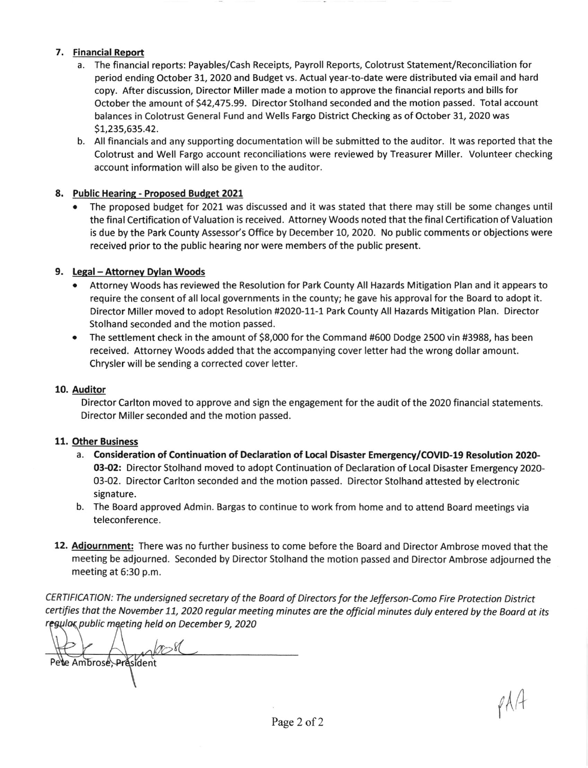7. **Financial Report**
   a. The financial reports: Payables/Cash Receipts, Payroll Reports, Colotrust Statement/Reconciliation for period ending October 31, 2020 and Budget vs. Actual year-to-date were distributed via email and hard copy. After discussion, Director Miller made a motion to approve the financial reports and bills for October the amount of $42,475.99. Director Stolhand seconded and the motion passed. Total account balances in Colotrust General Fund and Wells Fargo District Checking as of October 31, 2020 was $1,235,635.42.
   b. All financials and any supporting documentation will be submitted to the auditor. It was reported that the Colotrust and Well Fargo account reconciliations were reviewed by Treasurer Miller. Volunteer checking account information will also be given to the auditor.

8. **Public Hearing - Proposed Budget 2021**
   - The proposed budget for 2021 was discussed and it was stated that there may still be some changes until the final Certification of Valuation is received. Attorney Woods noted that the final Certification of Valuation is due by the Park County Assessor's Office by December 10, 2020. No public comments or objections were received prior to the public hearing nor were members of the public present.

9. **Legal – Attorney Dylan Woods**
   - Attorney Woods has reviewed the Resolution for Park County All Hazards Mitigation Plan and it appears to require the consent of all local governments in the county; he gave his approval for the Board to adopt it. Director Miller moved to adopt Resolution #2020-11-1 Park County All Hazards Mitigation Plan. Director Stolhand seconded and the motion passed.
   - The settlement check in the amount of $8,000 for the Command #600 Dodge 2500 vin #3988, has been received. Attorney Woods added that the accompanying cover letter had the wrong dollar amount. Chrysler will be sending a corrected cover letter.

10. **Auditor**
    Director Carlton moved to approve and sign the engagement for the audit of the 2020 financial statements. Director Miller seconded and the motion passed.

11. **Other Business**
    a. **Consideration of Continuation of Declaration of Local Disaster Emergency/COVID-19 Resolution 2020-03-02:** Director Stolhand moved to adopt Continuation of Declaration of Local Disaster Emergency 2020-03-02. Director Carlton seconded and the motion passed. Director Stolhand attested by electronic signature.
    b. The Board approved Admin. Bargas to continue to work from home and to attend Board meetings via teleconference.

12. **Adjournment:** There was no further business to come before the Board and Director Ambrose moved that the meeting be adjourned. Seconded by Director Stolhand the motion passed and Director Ambrose adjourned the meeting at 6:30 p.m.

*CERTIFICATION: The undersigned secretary of the Board of Directors for the Jefferson-Como Fire Protection District certifies that the November 11, 2020 regular meeting minutes are the official minutes duly entered by the Board at its regular public meeting held on December 9, 2020*

Pete Ambrose, President

PAA